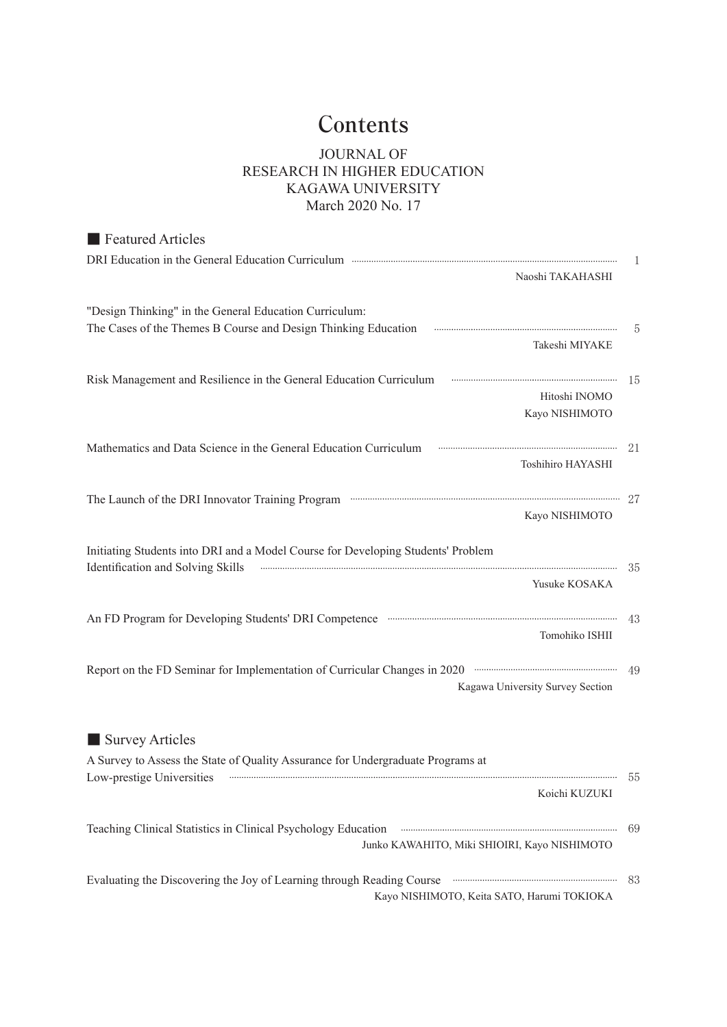# Contents

JOURNAL OF
RESEARCH IN HIGHER EDUCATION
KAGAWA UNIVERSITY
March 2020 No. 17

## ■ Featured Articles

DRI Education in the General Education Curriculum ........ 1
Naoshi TAKAHASHI

"Design Thinking" in the General Education Curriculum:
The Cases of the Themes B Course and Design Thinking Education ........ 5
Takeshi MIYAKE

Risk Management and Resilience in the General Education Curriculum ........ 15
Hitoshi INOMO
Kayo NISHIMOTO

Mathematics and Data Science in the General Education Curriculum ........ 21
Toshihiro HAYASHI

The Launch of the DRI Innovator Training Program ........ 27
Kayo NISHIMOTO

Initiating Students into DRI and a Model Course for Developing Students' Problem
Identification and Solving Skills ........ 35
Yusuke KOSAKA

An FD Program for Developing Students' DRI Competence ........ 43
Tomohiko ISHII

Report on the FD Seminar for Implementation of Curricular Changes in 2020 ........ 49
Kagawa University Survey Section

## ■ Survey Articles

A Survey to Assess the State of Quality Assurance for Undergraduate Programs at
Low-prestige Universities ........ 55
Koichi KUZUKI

Teaching Clinical Statistics in Clinical Psychology Education ........ 69
Junko KAWAHITO, Miki SHIOIRI, Kayo NISHIMOTO

Evaluating the Discovering the Joy of Learning through Reading Course ........ 83
Kayo NISHIMOTO, Keita SATO, Harumi TOKIOKA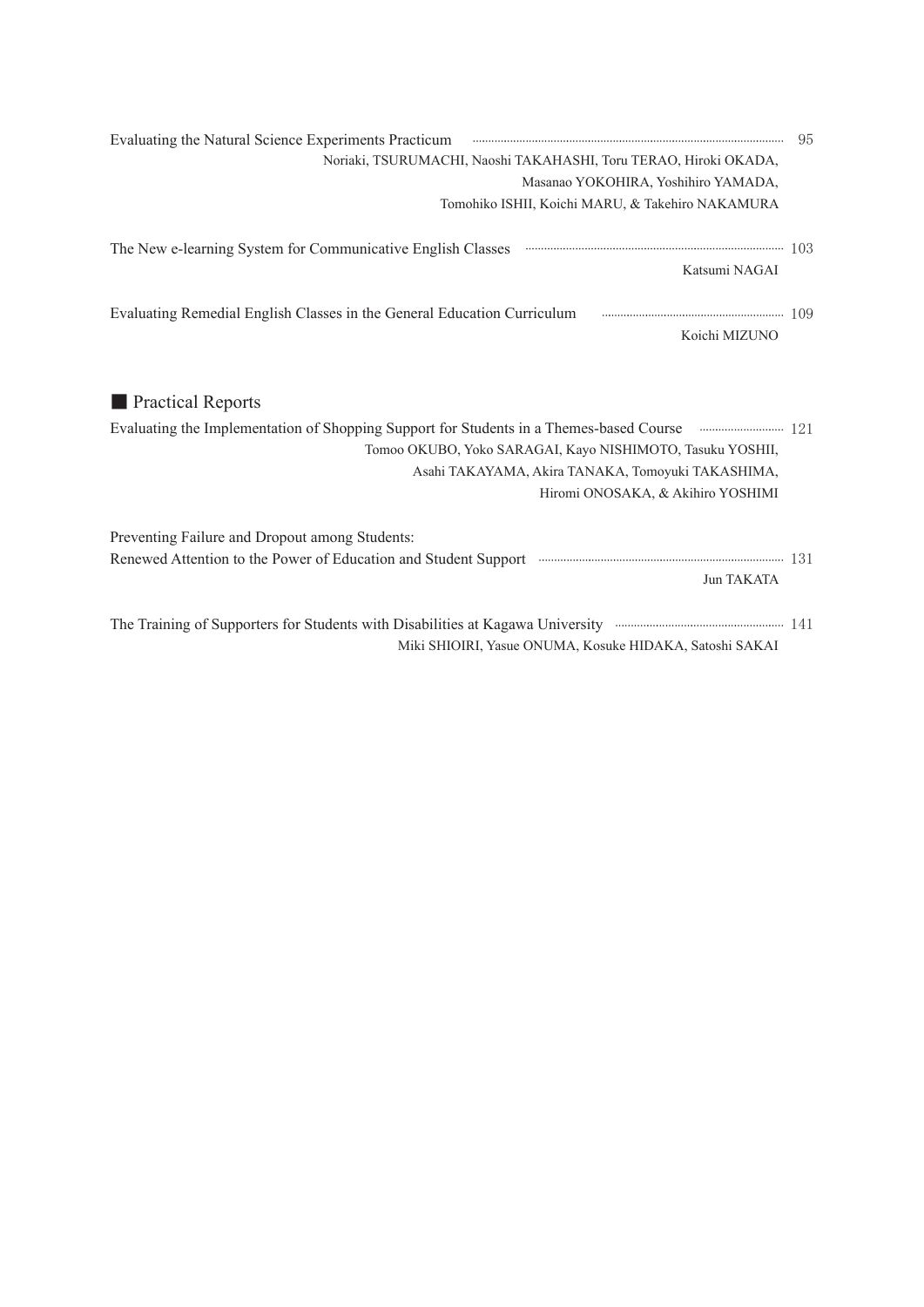Evaluating the Natural Science Experiments Practicum ........ 95

Noriaki, TSURUMACHI, Naoshi TAKAHASHI, Toru TERAO, Hiroki OKADA, Masanao YOKOHIRA, Yoshihiro YAMADA, Tomohiko ISHII, Koichi MARU, & Takehiro NAKAMURA

The New e-learning System for Communicative English Classes ........ 103

Katsumi NAGAI

Evaluating Remedial English Classes in the General Education Curriculum ........ 109

Koichi MIZUNO

## ■ Practical Reports

Evaluating the Implementation of Shopping Support for Students in a Themes-based Course ........ 121

Tomoo OKUBO, Yoko SARAGAI, Kayo NISHIMOTO, Tasuku YOSHII, Asahi TAKAYAMA, Akira TANAKA, Tomoyuki TAKASHIMA, Hiromi ONOSAKA, & Akihiro YOSHIMI

Preventing Failure and Dropout among Students:
Renewed Attention to the Power of Education and Student Support ........ 131

Jun TAKATA

The Training of Supporters for Students with Disabilities at Kagawa University ........ 141

Miki SHIOIRI, Yasue ONUMA, Kosuke HIDAKA, Satoshi SAKAI